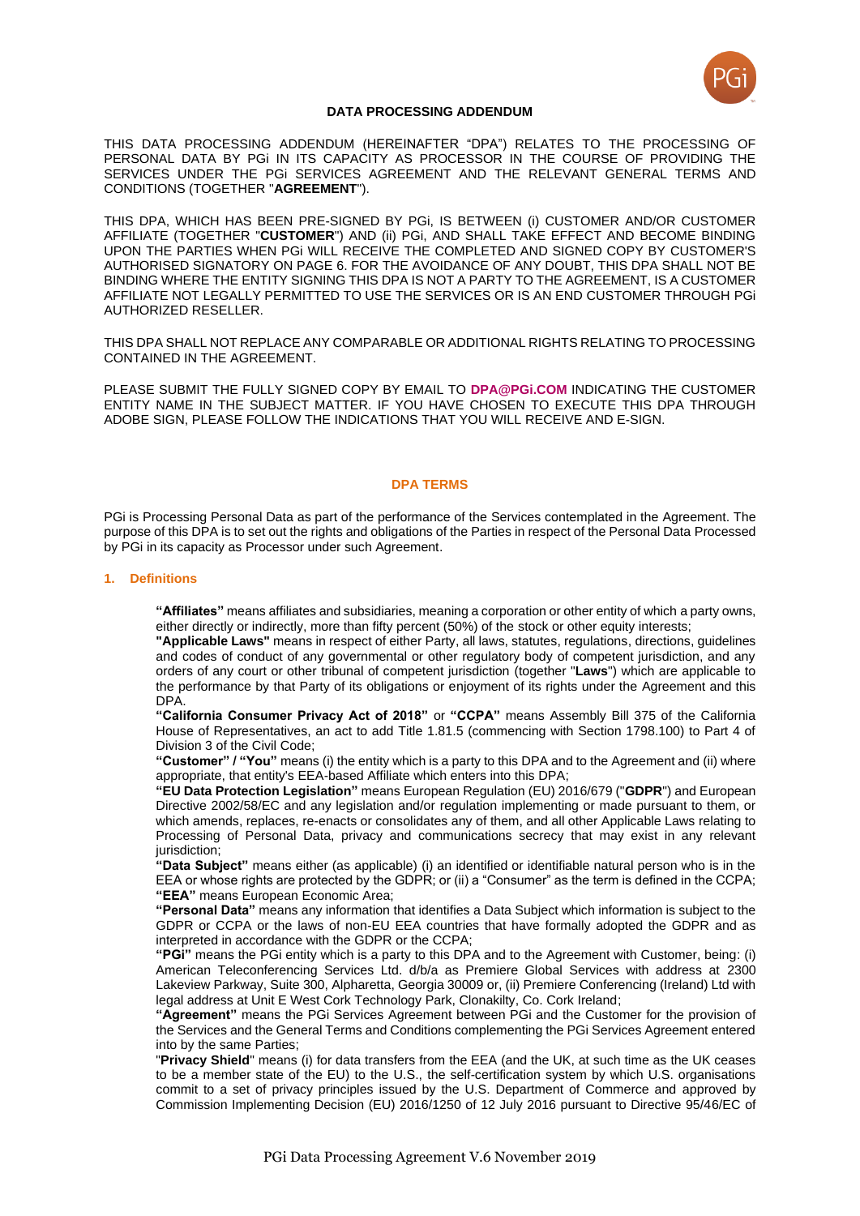# DATA PROCESSING ADDENDUM

THIS DATA PROCESSING ADDENDUM (HEREINAFTER "DPA") RELATES TO THE PROCESSING OF PERSONAL DATA BY PGi IN ITS CAPACITY AS PROCESSOR IN THE COURSE OF PROVIDING THE SERVICES UNDER THE PGi SERVICES AGREEMENT AND THE RELEVANT GENERAL TERMS AND CONDITIONS (TOGETHER "**AGREEMENT**").

THIS DPA, WHICH HAS BEEN PRE-SIGNED BY PGi, IS BETWEEN (i) CUSTOMER AND/OR CUSTOMER AFFILIATE (TOGETHER "**CUSTOMER**") AND (ii) PGi, AND SHALL TAKE EFFECT AND BECOME BINDING UPON THE PARTIES WHEN PGi WILL RECEIVE THE COMPLETED AND SIGNED COPY BY CUSTOMER'S AUTHORISED SIGNATORY ON PAGE 6. FOR THE AVOIDANCE OF ANY DOUBT, THIS DPA SHALL NOT BE BINDING WHERE THE ENTITY SIGNING THIS DPA IS NOT A PARTY TO THE AGREEMENT, IS A CUSTOMER AFFILIATE NOT LEGALLY PERMITTED TO USE THE SERVICES OR IS AN END CUSTOMER THROUGH PGi AUTHORIZED RESELLER.

THIS DPA SHALL NOT REPLACE ANY COMPARABLE OR ADDITIONAL RIGHTS RELATING TO PROCESSING CONTAINED IN THE AGREEMENT.

PLEASE SUBMIT THE FULLY SIGNED COPY BY EMAIL TO **DPA@PGi.COM** INDICATING THE CUSTOMER ENTITY NAME IN THE SUBJECT MATTER. IF YOU HAVE CHOSEN TO EXECUTE THIS DPA THROUGH ADOBE SIGN, PLEASE FOLLOW THE INDICATIONS THAT YOU WILL RECEIVE AND E-SIGN.

## DPA TERMS

PGi is Processing Personal Data as part of the performance of the Services contemplated in the Agreement. The purpose of this DPA is to set out the rights and obligations of the Parties in respect of the Personal Data Processed by PGi in its capacity as Processor under such Agreement.

### 1. Definitions

**"Affiliates"** means affiliates and subsidiaries, meaning a corporation or other entity of which a party owns, either directly or indirectly, more than fifty percent (50%) of the stock or other equity interests;

**"Applicable Laws"** means in respect of either Party, all laws, statutes, regulations, directions, guidelines and codes of conduct of any governmental or other regulatory body of competent jurisdiction, and any orders of any court or other tribunal of competent jurisdiction (together "**Laws**") which are applicable to the performance by that Party of its obligations or enjoyment of its rights under the Agreement and this DPA.

**"California Consumer Privacy Act of 2018"** or **"CCPA"** means Assembly Bill 375 of the California House of Representatives, an act to add Title 1.81.5 (commencing with Section 1798.100) to Part 4 of Division 3 of the Civil Code;

**"Customer" / "You"** means (i) the entity which is a party to this DPA and to the Agreement and (ii) where appropriate, that entity's EEA-based Affiliate which enters into this DPA;

**"EU Data Protection Legislation"** means European Regulation (EU) 2016/679 ("**GDPR**") and European Directive 2002/58/EC and any legislation and/or regulation implementing or made pursuant to them, or which amends, replaces, re-enacts or consolidates any of them, and all other Applicable Laws relating to Processing of Personal Data, privacy and communications secrecy that may exist in any relevant jurisdiction;

**"Data Subject"** means either (as applicable) (i) an identified or identifiable natural person who is in the EEA or whose rights are protected by the GDPR; or (ii) a "Consumer" as the term is defined in the CCPA;

**"EEA"** means European Economic Area;

**"Personal Data"** means any information that identifies a Data Subject which information is subject to the GDPR or CCPA or the laws of non-EU EEA countries that have formally adopted the GDPR and as interpreted in accordance with the GDPR or the CCPA;

**"PGi"** means the PGi entity which is a party to this DPA and to the Agreement with Customer, being: (i) American Teleconferencing Services Ltd. d/b/a as Premiere Global Services with address at 2300 Lakeview Parkway, Suite 300, Alpharetta, Georgia 30009 or, (ii) Premiere Conferencing (Ireland) Ltd with legal address at Unit E West Cork Technology Park, Clonakilty, Co. Cork Ireland;

**"Agreement"** means the PGi Services Agreement between PGi and the Customer for the provision of the Services and the General Terms and Conditions complementing the PGi Services Agreement entered into by the same Parties;

"**Privacy Shield**" means (i) for data transfers from the EEA (and the UK, at such time as the UK ceases to be a member state of the EU) to the U.S., the self-certification system by which U.S. organisations commit to a set of privacy principles issued by the U.S. Department of Commerce and approved by Commission Implementing Decision (EU) 2016/1250 of 12 July 2016 pursuant to Directive 95/46/EC of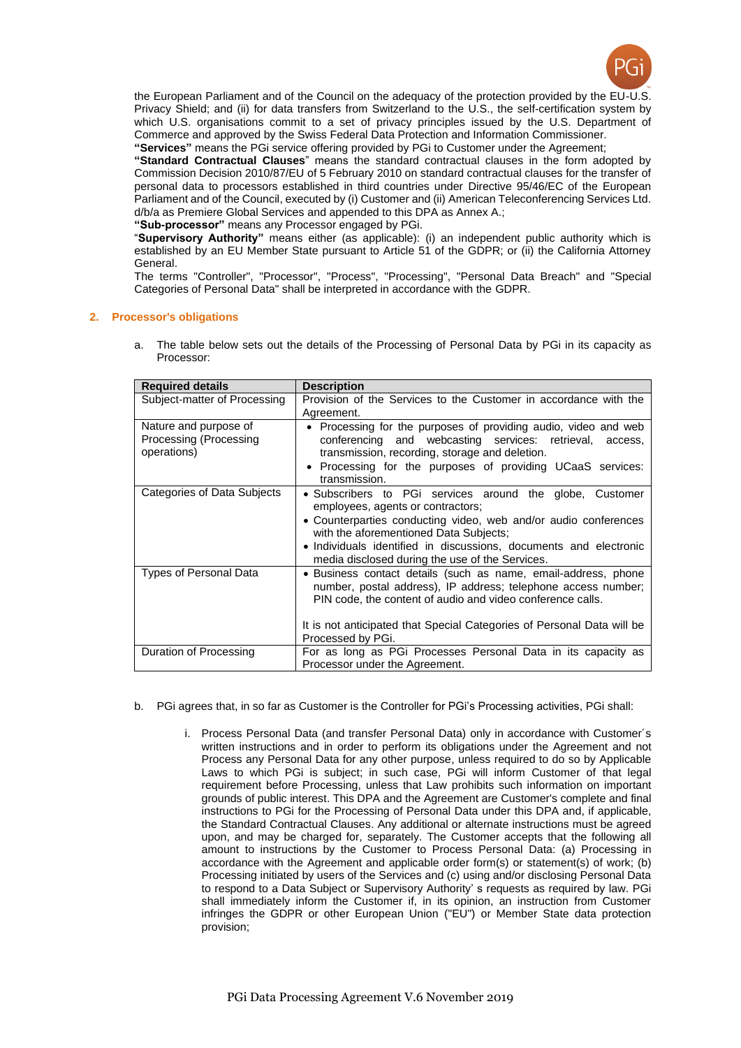the European Parliament and of the Council on the adequacy of the protection provided by the EU-U.S. Privacy Shield; and (ii) for data transfers from Switzerland to the U.S., the self-certification system by which U.S. organisations commit to a set of privacy principles issued by the U.S. Department of Commerce and approved by the Swiss Federal Data Protection and Information Commissioner.

**"Services"** means the PGi service offering provided by PGi to Customer under the Agreement;

**"Standard Contractual Clauses"** means the standard contractual clauses in the form adopted by Commission Decision 2010/87/EU of 5 February 2010 on standard contractual clauses for the transfer of personal data to processors established in third countries under Directive 95/46/EC of the European Parliament and of the Council, executed by (i) Customer and (ii) American Teleconferencing Services Ltd. d/b/a as Premiere Global Services and appended to this DPA as Annex A.;

**"Sub-processor"** means any Processor engaged by PGi.

"**Supervisory Authority"** means either (as applicable): (i) an independent public authority which is established by an EU Member State pursuant to Article 51 of the GDPR; or (ii) the California Attorney General.

The terms "Controller", "Processor", "Process", "Processing", "Personal Data Breach" and "Special Categories of Personal Data" shall be interpreted in accordance with the GDPR.

## 2. Processor's obligations

a. The table below sets out the details of the Processing of Personal Data by PGi in its capacity as Processor:

| Required details | Description |
|---|---|
| Subject-matter of Processing | Provision of the Services to the Customer in accordance with the Agreement. |
| Nature and purpose of Processing (Processing operations) | • Processing for the purposes of providing audio, video and web conferencing and webcasting services: retrieval, access, transmission, recording, storage and deletion.<br>• Processing for the purposes of providing UCaaS services: transmission. |
| Categories of Data Subjects | • Subscribers to PGi services around the globe, Customer employees, agents or contractors;<br>• Counterparties conducting video, web and/or audio conferences with the aforementioned Data Subjects;<br>• Individuals identified in discussions, documents and electronic media disclosed during the use of the Services. |
| Types of Personal Data | • Business contact details (such as name, email-address, phone number, postal address), IP address; telephone access number; PIN code, the content of audio and video conference calls.<br><br>It is not anticipated that Special Categories of Personal Data will be Processed by PGi. |
| Duration of Processing | For as long as PGi Processes Personal Data in its capacity as Processor under the Agreement. |

b. PGi agrees that, in so far as Customer is the Controller for PGi's Processing activities, PGi shall:

i. Process Personal Data (and transfer Personal Data) only in accordance with Customer´s written instructions and in order to perform its obligations under the Agreement and not Process any Personal Data for any other purpose, unless required to do so by Applicable Laws to which PGi is subject; in such case, PGi will inform Customer of that legal requirement before Processing, unless that Law prohibits such information on important grounds of public interest. This DPA and the Agreement are Customer's complete and final instructions to PGi for the Processing of Personal Data under this DPA and, if applicable, the Standard Contractual Clauses. Any additional or alternate instructions must be agreed upon, and may be charged for, separately. The Customer accepts that the following all amount to instructions by the Customer to Process Personal Data: (a) Processing in accordance with the Agreement and applicable order form(s) or statement(s) of work; (b) Processing initiated by users of the Services and (c) using and/or disclosing Personal Data to respond to a Data Subject or Supervisory Authority' s requests as required by law. PGi shall immediately inform the Customer if, in its opinion, an instruction from Customer infringes the GDPR or other European Union ("EU") or Member State data protection provision;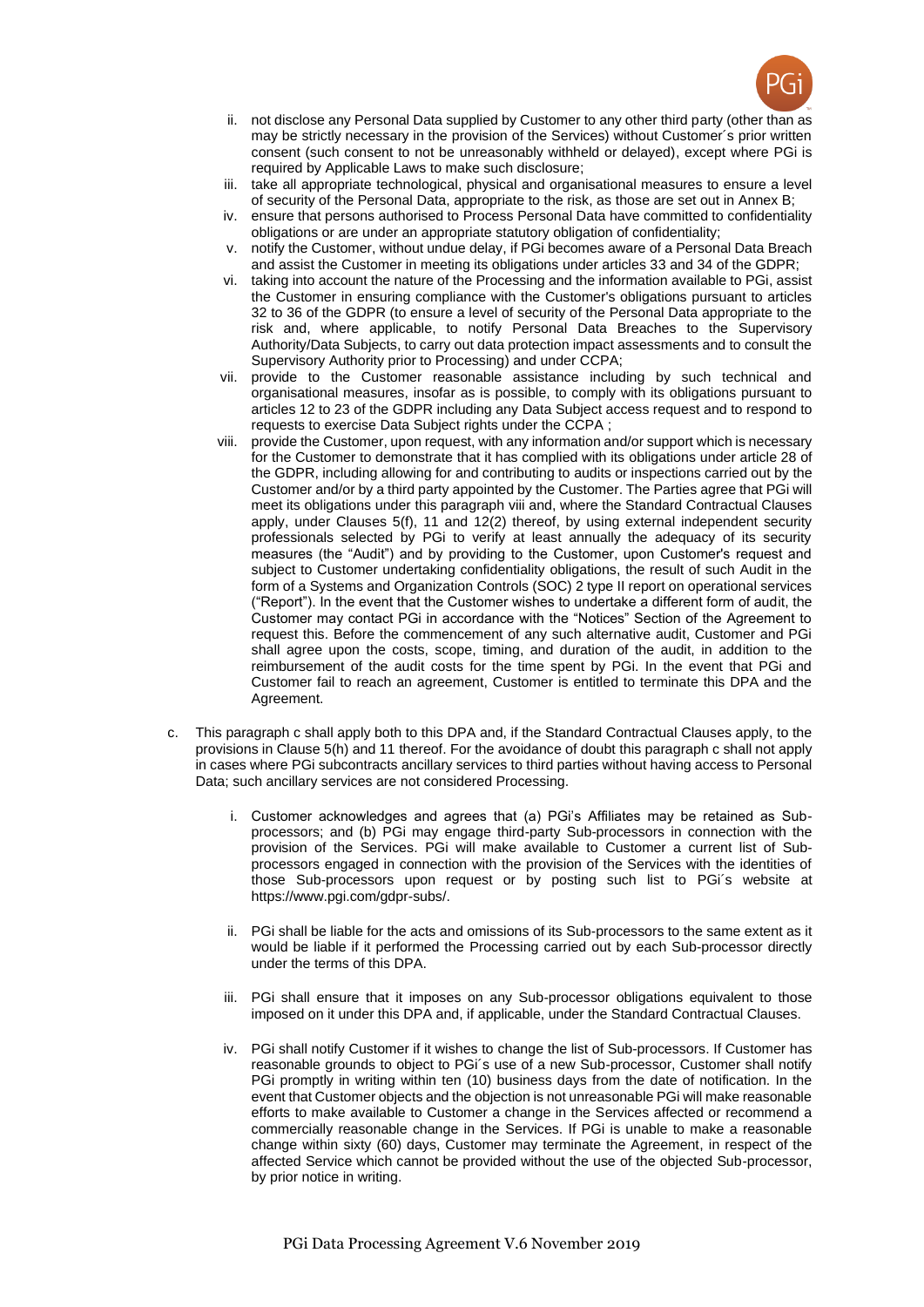ii. not disclose any Personal Data supplied by Customer to any other third party (other than as may be strictly necessary in the provision of the Services) without Customer´s prior written consent (such consent to not be unreasonably withheld or delayed), except where PGi is required by Applicable Laws to make such disclosure;

iii. take all appropriate technological, physical and organisational measures to ensure a level of security of the Personal Data, appropriate to the risk, as those are set out in Annex B;

iv. ensure that persons authorised to Process Personal Data have committed to confidentiality obligations or are under an appropriate statutory obligation of confidentiality;

v. notify the Customer, without undue delay, if PGi becomes aware of a Personal Data Breach and assist the Customer in meeting its obligations under articles 33 and 34 of the GDPR;

vi. taking into account the nature of the Processing and the information available to PGi, assist the Customer in ensuring compliance with the Customer's obligations pursuant to articles 32 to 36 of the GDPR (to ensure a level of security of the Personal Data appropriate to the risk and, where applicable, to notify Personal Data Breaches to the Supervisory Authority/Data Subjects, to carry out data protection impact assessments and to consult the Supervisory Authority prior to Processing) and under CCPA;

vii. provide to the Customer reasonable assistance including by such technical and organisational measures, insofar as is possible, to comply with its obligations pursuant to articles 12 to 23 of the GDPR including any Data Subject access request and to respond to requests to exercise Data Subject rights under the CCPA ;

viii. provide the Customer, upon request, with any information and/or support which is necessary for the Customer to demonstrate that it has complied with its obligations under article 28 of the GDPR, including allowing for and contributing to audits or inspections carried out by the Customer and/or by a third party appointed by the Customer. The Parties agree that PGi will meet its obligations under this paragraph viii and, where the Standard Contractual Clauses apply, under Clauses 5(f), 11 and 12(2) thereof, by using external independent security professionals selected by PGi to verify at least annually the adequacy of its security measures (the "Audit") and by providing to the Customer, upon Customer's request and subject to Customer undertaking confidentiality obligations, the result of such Audit in the form of a Systems and Organization Controls (SOC) 2 type II report on operational services ("Report"). In the event that the Customer wishes to undertake a different form of audit, the Customer may contact PGi in accordance with the "Notices" Section of the Agreement to request this. Before the commencement of any such alternative audit, Customer and PGi shall agree upon the costs, scope, timing, and duration of the audit, in addition to the reimbursement of the audit costs for the time spent by PGi. In the event that PGi and Customer fail to reach an agreement, Customer is entitled to terminate this DPA and the Agreement.

c. This paragraph c shall apply both to this DPA and, if the Standard Contractual Clauses apply, to the provisions in Clause 5(h) and 11 thereof. For the avoidance of doubt this paragraph c shall not apply in cases where PGi subcontracts ancillary services to third parties without having access to Personal Data; such ancillary services are not considered Processing.

i. Customer acknowledges and agrees that (a) PGi's Affiliates may be retained as Sub-processors; and (b) PGi may engage third-party Sub-processors in connection with the provision of the Services. PGi will make available to Customer a current list of Sub-processors engaged in connection with the provision of the Services with the identities of those Sub-processors upon request or by posting such list to PGi´s website at https://www.pgi.com/gdpr-subs/.

ii. PGi shall be liable for the acts and omissions of its Sub-processors to the same extent as it would be liable if it performed the Processing carried out by each Sub-processor directly under the terms of this DPA.

iii. PGi shall ensure that it imposes on any Sub-processor obligations equivalent to those imposed on it under this DPA and, if applicable, under the Standard Contractual Clauses.

iv. PGi shall notify Customer if it wishes to change the list of Sub-processors. If Customer has reasonable grounds to object to PGi´s use of a new Sub-processor, Customer shall notify PGi promptly in writing within ten (10) business days from the date of notification. In the event that Customer objects and the objection is not unreasonable PGi will make reasonable efforts to make available to Customer a change in the Services affected or recommend a commercially reasonable change in the Services. If PGi is unable to make a reasonable change within sixty (60) days, Customer may terminate the Agreement, in respect of the affected Service which cannot be provided without the use of the objected Sub-processor, by prior notice in writing.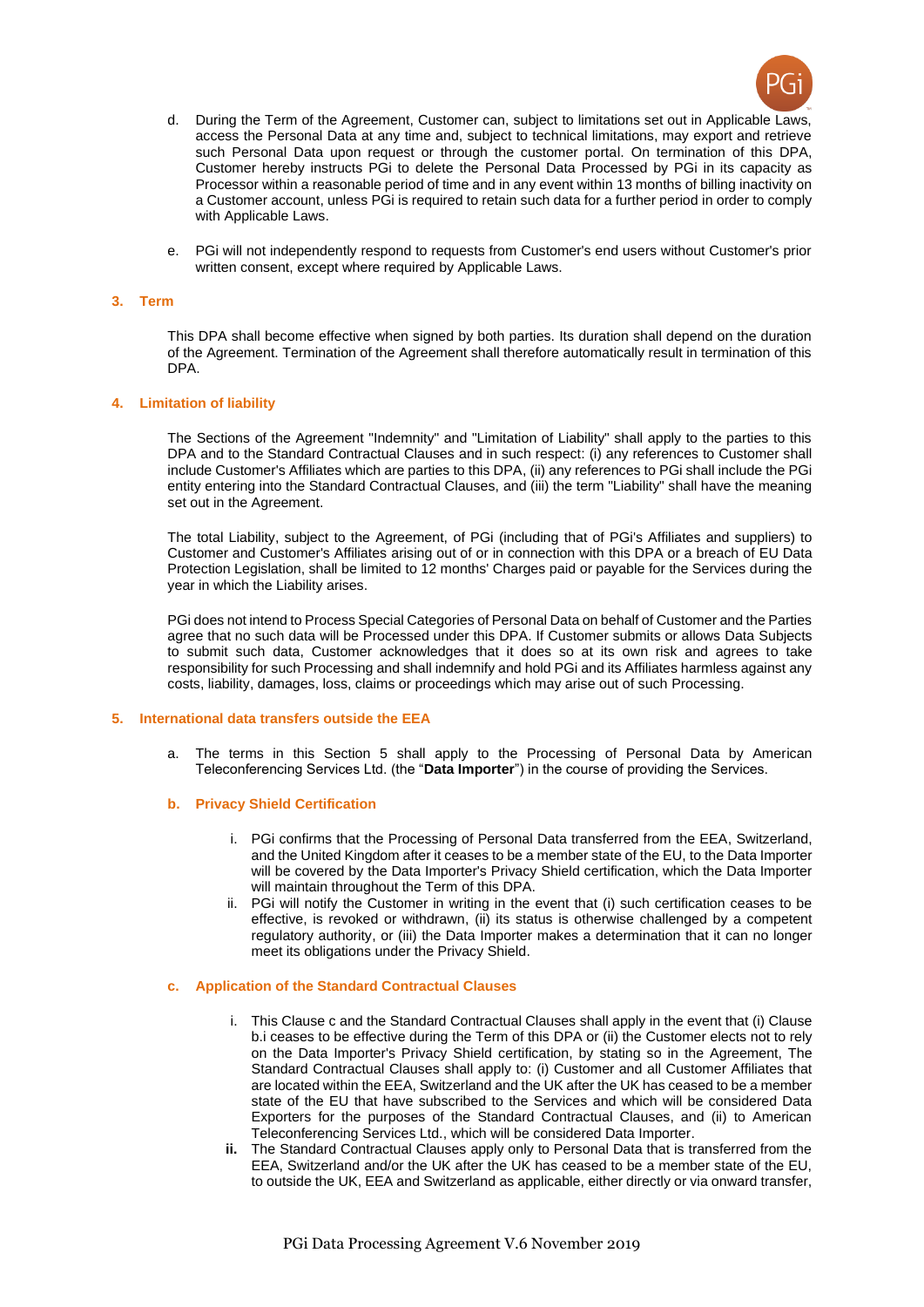d. During the Term of the Agreement, Customer can, subject to limitations set out in Applicable Laws, access the Personal Data at any time and, subject to technical limitations, may export and retrieve such Personal Data upon request or through the customer portal. On termination of this DPA, Customer hereby instructs PGi to delete the Personal Data Processed by PGi in its capacity as Processor within a reasonable period of time and in any event within 13 months of billing inactivity on a Customer account, unless PGi is required to retain such data for a further period in order to comply with Applicable Laws.

e. PGi will not independently respond to requests from Customer's end users without Customer's prior written consent, except where required by Applicable Laws.

## 3. Term

This DPA shall become effective when signed by both parties. Its duration shall depend on the duration of the Agreement. Termination of the Agreement shall therefore automatically result in termination of this DPA.

## 4. Limitation of liability

The Sections of the Agreement "Indemnity" and "Limitation of Liability" shall apply to the parties to this DPA and to the Standard Contractual Clauses and in such respect: (i) any references to Customer shall include Customer's Affiliates which are parties to this DPA, (ii) any references to PGi shall include the PGi entity entering into the Standard Contractual Clauses, and (iii) the term "Liability" shall have the meaning set out in the Agreement.

The total Liability, subject to the Agreement, of PGi (including that of PGi's Affiliates and suppliers) to Customer and Customer's Affiliates arising out of or in connection with this DPA or a breach of EU Data Protection Legislation, shall be limited to 12 months' Charges paid or payable for the Services during the year in which the Liability arises.

PGi does not intend to Process Special Categories of Personal Data on behalf of Customer and the Parties agree that no such data will be Processed under this DPA. If Customer submits or allows Data Subjects to submit such data, Customer acknowledges that it does so at its own risk and agrees to take responsibility for such Processing and shall indemnify and hold PGi and its Affiliates harmless against any costs, liability, damages, loss, claims or proceedings which may arise out of such Processing.

## 5. International data transfers outside the EEA

a. The terms in this Section 5 shall apply to the Processing of Personal Data by American Teleconferencing Services Ltd. (the "**Data Importer**") in the course of providing the Services.

### b. Privacy Shield Certification

i. PGi confirms that the Processing of Personal Data transferred from the EEA, Switzerland, and the United Kingdom after it ceases to be a member state of the EU, to the Data Importer will be covered by the Data Importer's Privacy Shield certification, which the Data Importer will maintain throughout the Term of this DPA.

ii. PGi will notify the Customer in writing in the event that (i) such certification ceases to be effective, is revoked or withdrawn, (ii) its status is otherwise challenged by a competent regulatory authority, or (iii) the Data Importer makes a determination that it can no longer meet its obligations under the Privacy Shield.

### c. Application of the Standard Contractual Clauses

i. This Clause c and the Standard Contractual Clauses shall apply in the event that (i) Clause b.i ceases to be effective during the Term of this DPA or (ii) the Customer elects not to rely on the Data Importer's Privacy Shield certification, by stating so in the Agreement, The Standard Contractual Clauses shall apply to: (i) Customer and all Customer Affiliates that are located within the EEA, Switzerland and the UK after the UK has ceased to be a member state of the EU that have subscribed to the Services and which will be considered Data Exporters for the purposes of the Standard Contractual Clauses, and (ii) to American Teleconferencing Services Ltd., which will be considered Data Importer.

**ii.** The Standard Contractual Clauses apply only to Personal Data that is transferred from the EEA, Switzerland and/or the UK after the UK has ceased to be a member state of the EU, to outside the UK, EEA and Switzerland as applicable, either directly or via onward transfer,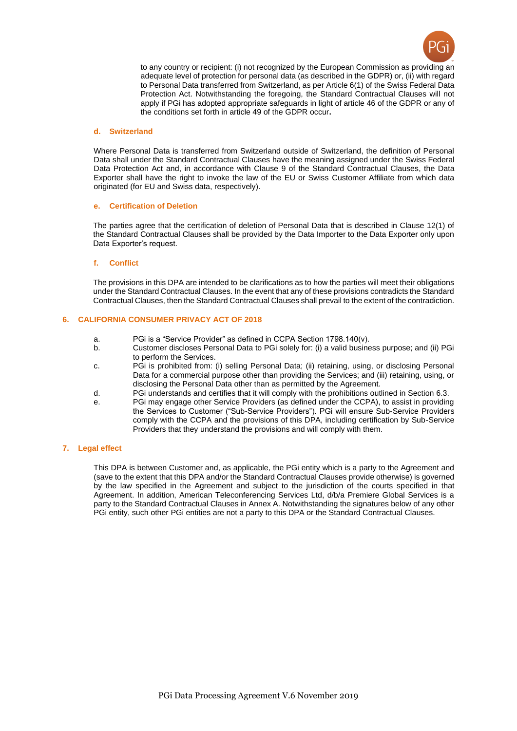to any country or recipient: (i) not recognized by the European Commission as providing an adequate level of protection for personal data (as described in the GDPR) or, (ii) with regard to Personal Data transferred from Switzerland, as per Article 6(1) of the Swiss Federal Data Protection Act. Notwithstanding the foregoing, the Standard Contractual Clauses will not apply if PGi has adopted appropriate safeguards in light of article 46 of the GDPR or any of the conditions set forth in article 49 of the GDPR occur.

### d. Switzerland

Where Personal Data is transferred from Switzerland outside of Switzerland, the definition of Personal Data shall under the Standard Contractual Clauses have the meaning assigned under the Swiss Federal Data Protection Act and, in accordance with Clause 9 of the Standard Contractual Clauses, the Data Exporter shall have the right to invoke the law of the EU or Swiss Customer Affiliate from which data originated (for EU and Swiss data, respectively).

### e. Certification of Deletion

The parties agree that the certification of deletion of Personal Data that is described in Clause 12(1) of the Standard Contractual Clauses shall be provided by the Data Importer to the Data Exporter only upon Data Exporter's request.

### f. Conflict

The provisions in this DPA are intended to be clarifications as to how the parties will meet their obligations under the Standard Contractual Clauses. In the event that any of these provisions contradicts the Standard Contractual Clauses, then the Standard Contractual Clauses shall prevail to the extent of the contradiction.

## 6. CALIFORNIA CONSUMER PRIVACY ACT OF 2018

a. PGi is a "Service Provider" as defined in CCPA Section 1798.140(v).

b. Customer discloses Personal Data to PGi solely for: (i) a valid business purpose; and (ii) PGi to perform the Services.

c. PGi is prohibited from: (i) selling Personal Data; (ii) retaining, using, or disclosing Personal Data for a commercial purpose other than providing the Services; and (iii) retaining, using, or disclosing the Personal Data other than as permitted by the Agreement.

d. PGi understands and certifies that it will comply with the prohibitions outlined in Section 6.3.

e. PGi may engage other Service Providers (as defined under the CCPA), to assist in providing the Services to Customer ("Sub-Service Providers"). PGi will ensure Sub-Service Providers comply with the CCPA and the provisions of this DPA, including certification by Sub-Service Providers that they understand the provisions and will comply with them.

## 7. Legal effect

This DPA is between Customer and, as applicable, the PGi entity which is a party to the Agreement and (save to the extent that this DPA and/or the Standard Contractual Clauses provide otherwise) is governed by the law specified in the Agreement and subject to the jurisdiction of the courts specified in that Agreement. In addition, American Teleconferencing Services Ltd, d/b/a Premiere Global Services is a party to the Standard Contractual Clauses in Annex A. Notwithstanding the signatures below of any other PGi entity, such other PGi entities are not a party to this DPA or the Standard Contractual Clauses.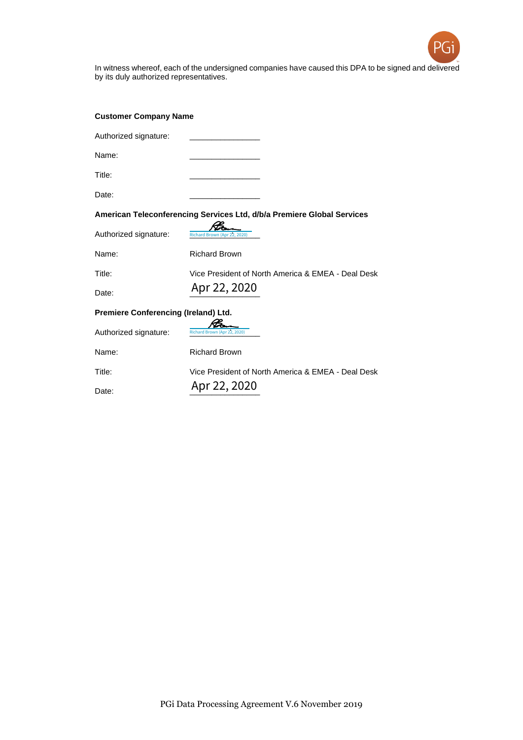In witness whereof, each of the undersigned companies have caused this DPA to be signed and delivered by its duly authorized representatives.

**Customer Company Name**

Authorized signature: ________________

Name: ________________

Title: ________________

Date: ________________

**American Teleconferencing Services Ltd, d/b/a Premiere Global Services**

Authorized signature: Richard Brown (Apr 22, 2020)

Name: Richard Brown

Title: Vice President of North America & EMEA - Deal Desk

Date: Apr 22, 2020

**Premiere Conferencing (Ireland) Ltd.**

Authorized signature: Richard Brown (Apr 22, 2020)

Name: Richard Brown

Title: Vice President of North America & EMEA - Deal Desk

Date: Apr 22, 2020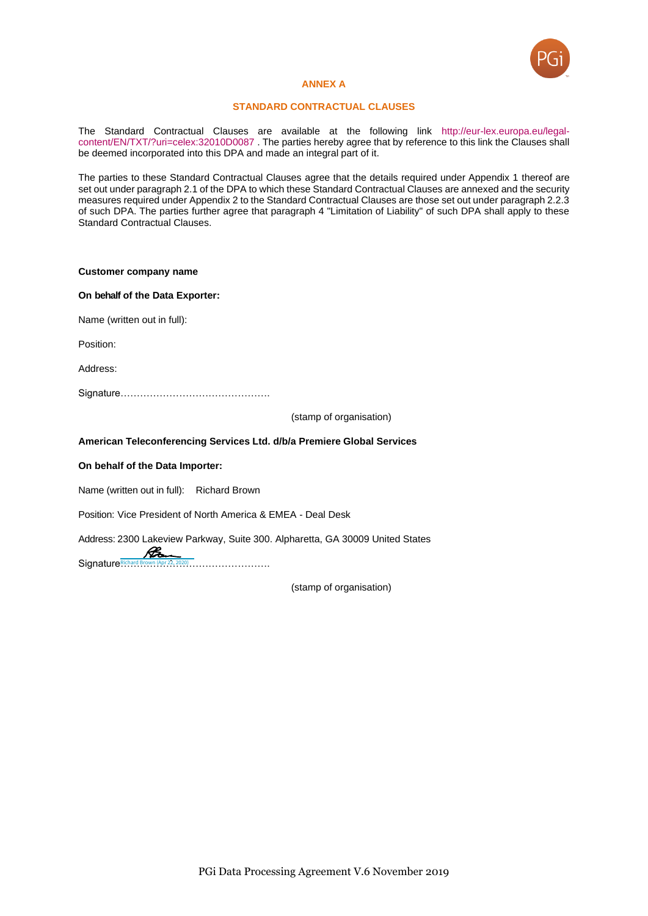## ANNEX A

## STANDARD CONTRACTUAL CLAUSES

The Standard Contractual Clauses are available at the following link http://eur-lex.europa.eu/legal-content/EN/TXT/?uri=celex:32010D0087 . The parties hereby agree that by reference to this link the Clauses shall be deemed incorporated into this DPA and made an integral part of it.

The parties to these Standard Contractual Clauses agree that the details required under Appendix 1 thereof are set out under paragraph 2.1 of the DPA to which these Standard Contractual Clauses are annexed and the security measures required under Appendix 2 to the Standard Contractual Clauses are those set out under paragraph 2.2.3 of such DPA. The parties further agree that paragraph 4 "Limitation of Liability" of such DPA shall apply to these Standard Contractual Clauses.

**Customer company name**

**On behalf of the Data Exporter:**

Name (written out in full):

Position:

Address:

Signature……………………………………….

(stamp of organisation)

**American Teleconferencing Services Ltd. d/b/a Premiere Global Services**

**On behalf of the Data Importer:**

Name (written out in full): Richard Brown

Position: Vice President of North America & EMEA - Deal Desk

Address: 2300 Lakeview Parkway, Suite 300. Alpharetta, GA 30009 United States

Signature Richard Brown (Apr 22, 2020)……………………………………….

(stamp of organisation)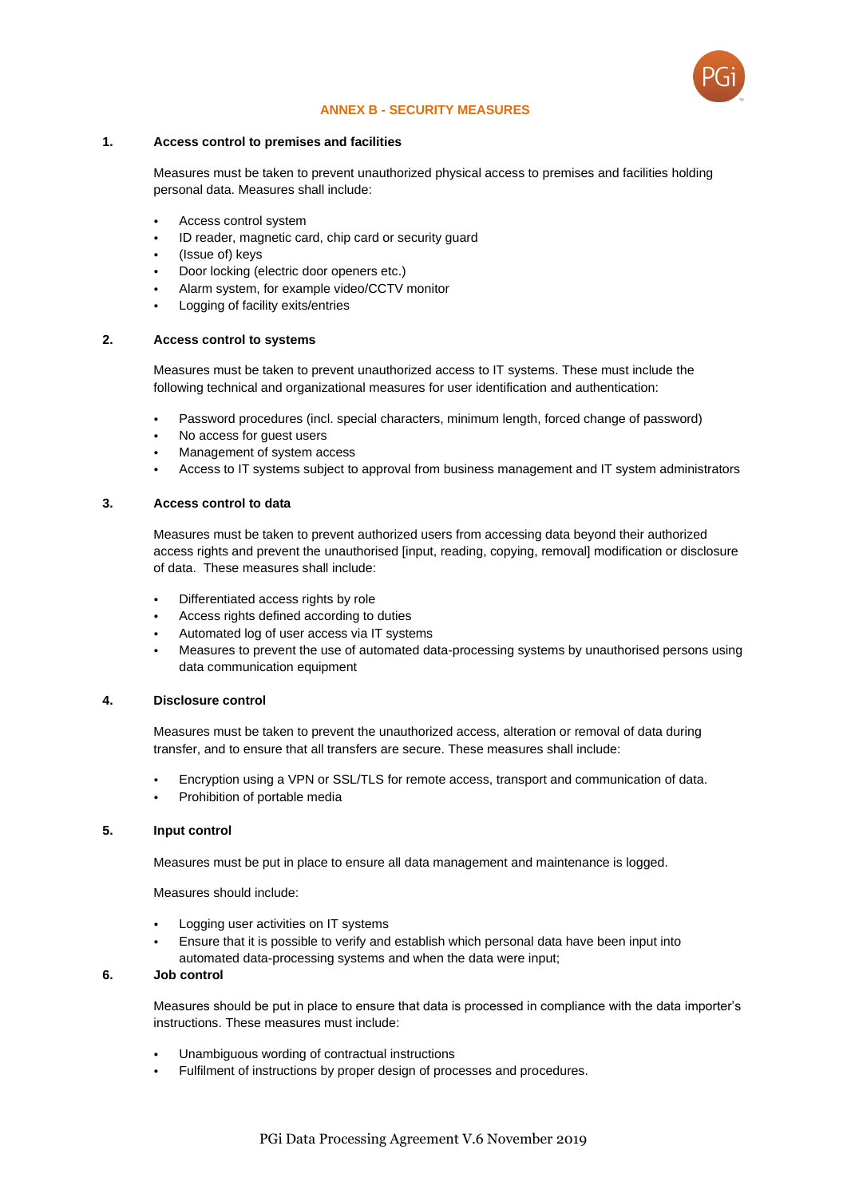## ANNEX B - SECURITY MEASURES

### 1. Access control to premises and facilities

Measures must be taken to prevent unauthorized physical access to premises and facilities holding personal data. Measures shall include:

- Access control system
- ID reader, magnetic card, chip card or security guard
- (Issue of) keys
- Door locking (electric door openers etc.)
- Alarm system, for example video/CCTV monitor
- Logging of facility exits/entries

### 2. Access control to systems

Measures must be taken to prevent unauthorized access to IT systems. These must include the following technical and organizational measures for user identification and authentication:

- Password procedures (incl. special characters, minimum length, forced change of password)
- No access for guest users
- Management of system access
- Access to IT systems subject to approval from business management and IT system administrators

### 3. Access control to data

Measures must be taken to prevent authorized users from accessing data beyond their authorized access rights and prevent the unauthorised [input, reading, copying, removal] modification or disclosure of data. These measures shall include:

- Differentiated access rights by role
- Access rights defined according to duties
- Automated log of user access via IT systems
- Measures to prevent the use of automated data-processing systems by unauthorised persons using data communication equipment

### 4. Disclosure control

Measures must be taken to prevent the unauthorized access, alteration or removal of data during transfer, and to ensure that all transfers are secure. These measures shall include:

- Encryption using a VPN or SSL/TLS for remote access, transport and communication of data.
- Prohibition of portable media

### 5. Input control

Measures must be put in place to ensure all data management and maintenance is logged.

Measures should include:

- Logging user activities on IT systems
- Ensure that it is possible to verify and establish which personal data have been input into automated data-processing systems and when the data were input;

### 6. Job control

Measures should be put in place to ensure that data is processed in compliance with the data importer's instructions. These measures must include:

- Unambiguous wording of contractual instructions
- Fulfilment of instructions by proper design of processes and procedures.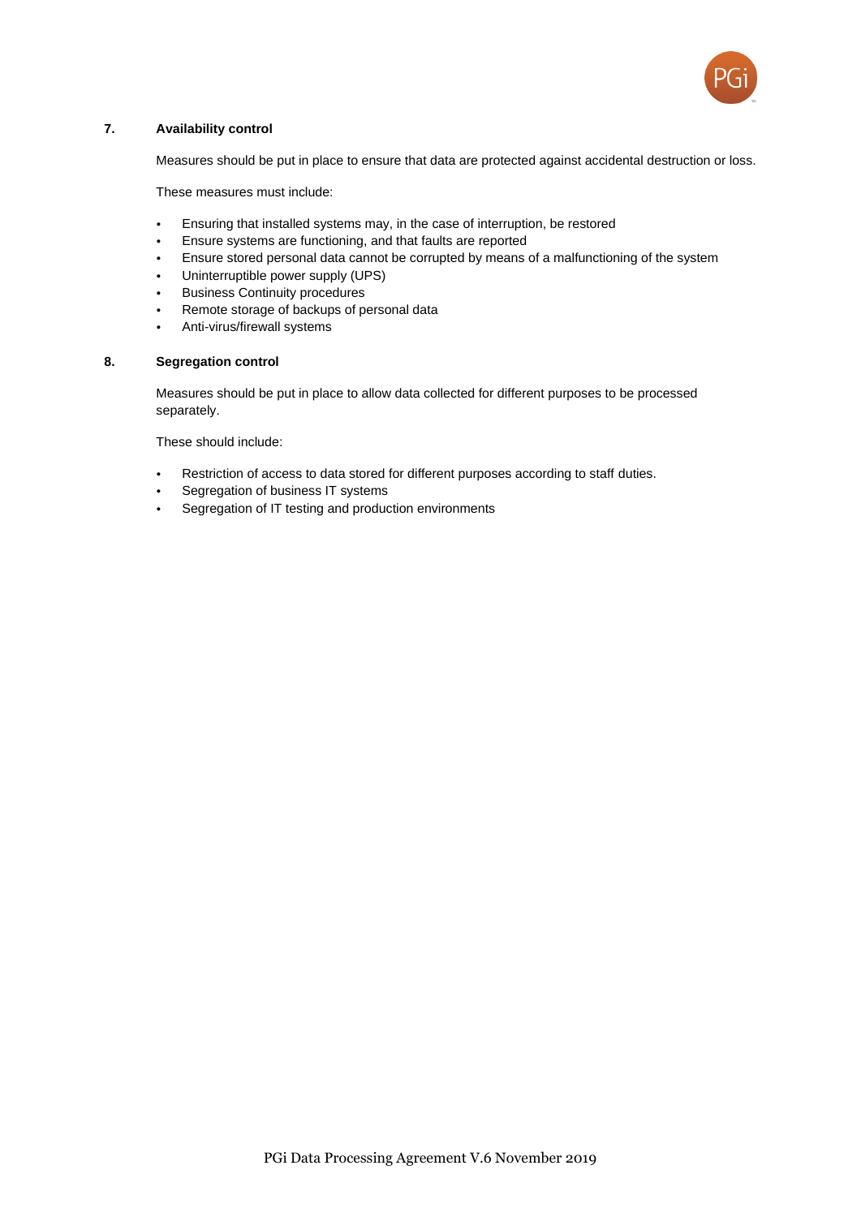## 7. Availability control

Measures should be put in place to ensure that data are protected against accidental destruction or loss.

These measures must include:

- Ensuring that installed systems may, in the case of interruption, be restored
- Ensure systems are functioning, and that faults are reported
- Ensure stored personal data cannot be corrupted by means of a malfunctioning of the system
- Uninterruptible power supply (UPS)
- Business Continuity procedures
- Remote storage of backups of personal data
- Anti-virus/firewall systems

## 8. Segregation control

Measures should be put in place to allow data collected for different purposes to be processed separately.

These should include:

- Restriction of access to data stored for different purposes according to staff duties.
- Segregation of business IT systems
- Segregation of IT testing and production environments